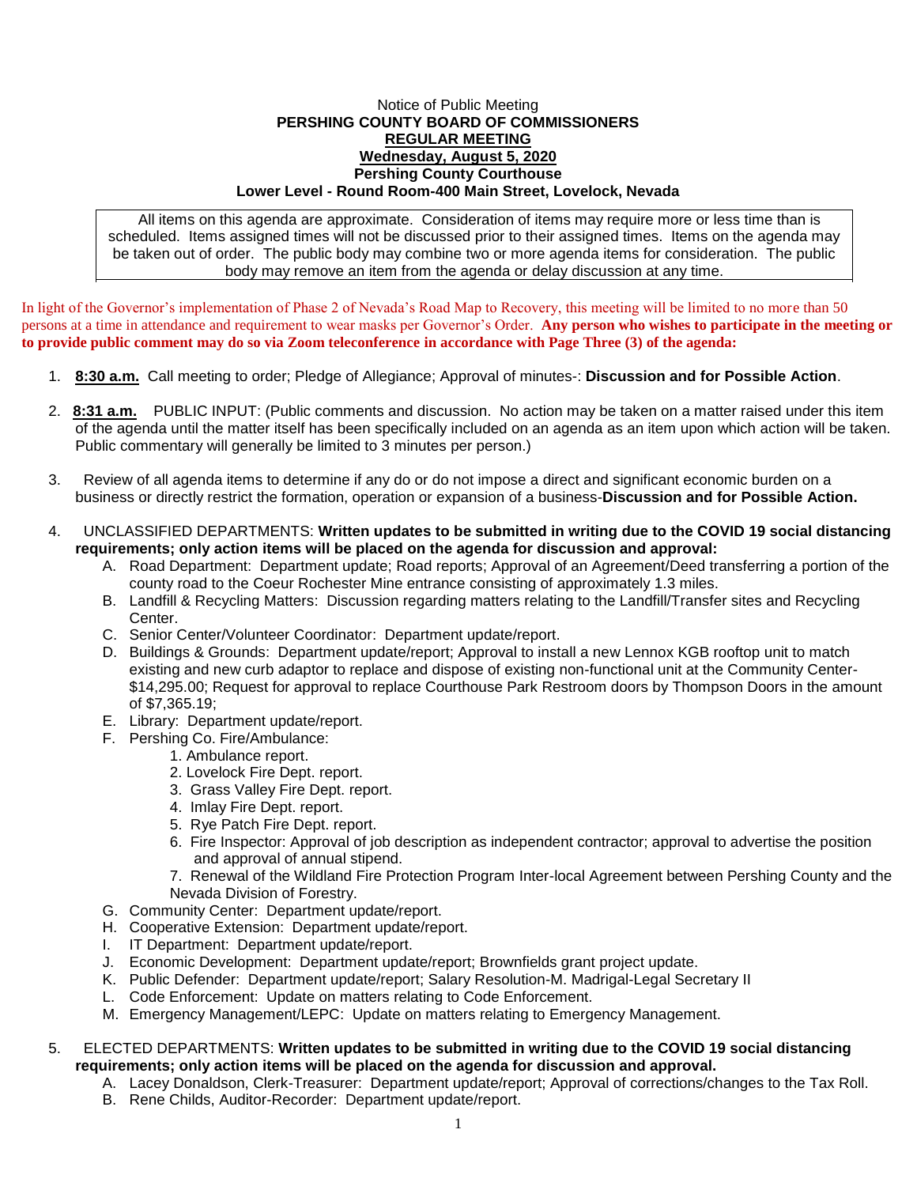Notice of Public Meeting

**PERSHING COUNTY BOARD OF COMMISSIONERS**

**REGULAR MEETING**

**Wednesday, August 5, 2020**

**Pershing County Courthouse**

**Lower Level - Round Room-400 Main Street, Lovelock, Nevada**

> All items on this agenda are approximate. Consideration of items may require more or less time than is scheduled. Items assigned times will not be discussed prior to their assigned times. Items on the agenda may be taken out of order. The public body may combine two or more agenda items for consideration. The public body may remove an item from the agenda or delay discussion at any time.

In light of the Governor's implementation of Phase 2 of Nevada's Road Map to Recovery, this meeting will be limited to no more than 50 persons at a time in attendance and requirement to wear masks per Governor's Order. **Any person who wishes to participate in the meeting or to provide public comment may do so via Zoom teleconference in accordance with Page Three (3) of the agenda:**

1. **8:30 a.m.** Call meeting to order; Pledge of Allegiance; Approval of minutes-: **Discussion and for Possible Action**.

2. **8:31 a.m.** PUBLIC INPUT: (Public comments and discussion. No action may be taken on a matter raised under this item of the agenda until the matter itself has been specifically included on an agenda as an item upon which action will be taken. Public commentary will generally be limited to 3 minutes per person.)

3. Review of all agenda items to determine if any do or do not impose a direct and significant economic burden on a business or directly restrict the formation, operation or expansion of a business-**Discussion and for Possible Action.**

4. UNCLASSIFIED DEPARTMENTS: **Written updates to be submitted in writing due to the COVID 19 social distancing requirements; only action items will be placed on the agenda for discussion and approval:**
   - A. Road Department: Department update; Road reports; Approval of an Agreement/Deed transferring a portion of the county road to the Coeur Rochester Mine entrance consisting of approximately 1.3 miles.
   - B. Landfill & Recycling Matters: Discussion regarding matters relating to the Landfill/Transfer sites and Recycling Center.
   - C. Senior Center/Volunteer Coordinator: Department update/report.
   - D. Buildings & Grounds: Department update/report; Approval to install a new Lennox KGB rooftop unit to match existing and new curb adaptor to replace and dispose of existing non-functional unit at the Community Center-$14,295.00; Request for approval to replace Courthouse Park Restroom doors by Thompson Doors in the amount of $7,365.19;
   - E. Library: Department update/report.
   - F. Pershing Co. Fire/Ambulance:
     1. Ambulance report.
     2. Lovelock Fire Dept. report.
     3. Grass Valley Fire Dept. report.
     4. Imlay Fire Dept. report.
     5. Rye Patch Fire Dept. report.
     6. Fire Inspector: Approval of job description as independent contractor; approval to advertise the position and approval of annual stipend.
     7. Renewal of the Wildland Fire Protection Program Inter-local Agreement between Pershing County and the Nevada Division of Forestry.
   - G. Community Center: Department update/report.
   - H. Cooperative Extension: Department update/report.
   - I. IT Department: Department update/report.
   - J. Economic Development: Department update/report; Brownfields grant project update.
   - K. Public Defender: Department update/report; Salary Resolution-M. Madrigal-Legal Secretary II
   - L. Code Enforcement: Update on matters relating to Code Enforcement.
   - M. Emergency Management/LEPC: Update on matters relating to Emergency Management.

5. ELECTED DEPARTMENTS: **Written updates to be submitted in writing due to the COVID 19 social distancing requirements; only action items will be placed on the agenda for discussion and approval.**
   - A. Lacey Donaldson, Clerk-Treasurer: Department update/report; Approval of corrections/changes to the Tax Roll.
   - B. Rene Childs, Auditor-Recorder: Department update/report.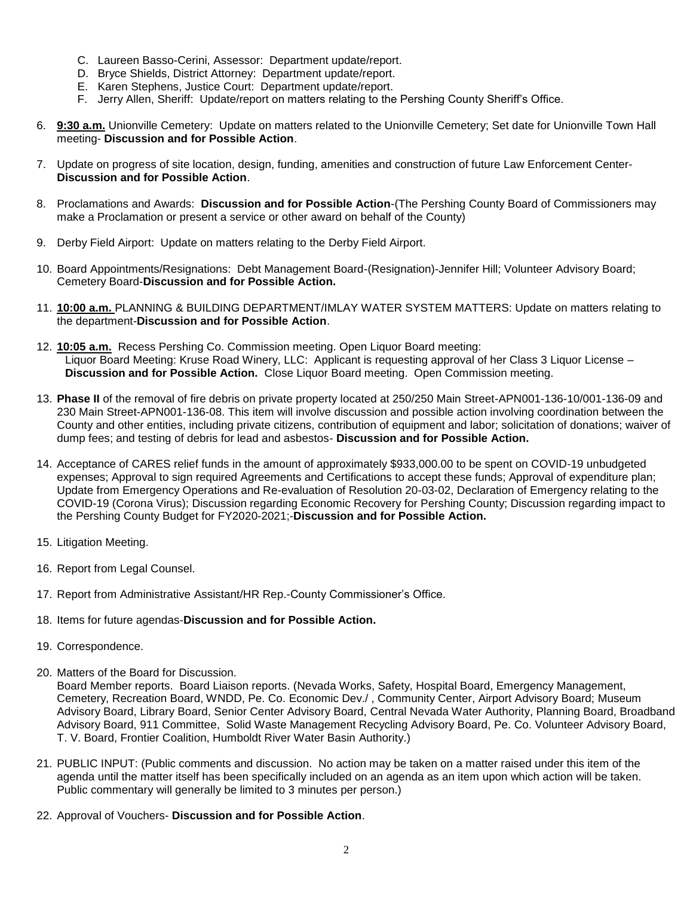C. Laureen Basso-Cerini, Assessor: Department update/report.
D. Bryce Shields, District Attorney: Department update/report.
E. Karen Stephens, Justice Court: Department update/report.
F. Jerry Allen, Sheriff: Update/report on matters relating to the Pershing County Sheriff's Office.

6. **9:30 a.m.** Unionville Cemetery: Update on matters related to the Unionville Cemetery; Set date for Unionville Town Hall meeting- **Discussion and for Possible Action**.

7. Update on progress of site location, design, funding, amenities and construction of future Law Enforcement Center- **Discussion and for Possible Action**.

8. Proclamations and Awards: **Discussion and for Possible Action**-(The Pershing County Board of Commissioners may make a Proclamation or present a service or other award on behalf of the County)

9. Derby Field Airport: Update on matters relating to the Derby Field Airport.

10. Board Appointments/Resignations: Debt Management Board-(Resignation)-Jennifer Hill; Volunteer Advisory Board; Cemetery Board-**Discussion and for Possible Action.**

11. **10:00 a.m.** PLANNING & BUILDING DEPARTMENT/IMLAY WATER SYSTEM MATTERS: Update on matters relating to the department-**Discussion and for Possible Action**.

12. **10:05 a.m.** Recess Pershing Co. Commission meeting. Open Liquor Board meeting:
    Liquor Board Meeting: Kruse Road Winery, LLC: Applicant is requesting approval of her Class 3 Liquor License – **Discussion and for Possible Action.** Close Liquor Board meeting. Open Commission meeting.

13. **Phase II** of the removal of fire debris on private property located at 250/250 Main Street-APN001-136-10/001-136-09 and 230 Main Street-APN001-136-08. This item will involve discussion and possible action involving coordination between the County and other entities, including private citizens, contribution of equipment and labor; solicitation of donations; waiver of dump fees; and testing of debris for lead and asbestos- **Discussion and for Possible Action.**

14. Acceptance of CARES relief funds in the amount of approximately $933,000.00 to be spent on COVID-19 unbudgeted expenses; Approval to sign required Agreements and Certifications to accept these funds; Approval of expenditure plan; Update from Emergency Operations and Re-evaluation of Resolution 20-03-02, Declaration of Emergency relating to the COVID-19 (Corona Virus); Discussion regarding Economic Recovery for Pershing County; Discussion regarding impact to the Pershing County Budget for FY2020-2021;-**Discussion and for Possible Action.**

15. Litigation Meeting.

16. Report from Legal Counsel.

17. Report from Administrative Assistant/HR Rep.-County Commissioner's Office.

18. Items for future agendas-**Discussion and for Possible Action.**

19. Correspondence.

20. Matters of the Board for Discussion.
    Board Member reports. Board Liaison reports. (Nevada Works, Safety, Hospital Board, Emergency Management, Cemetery, Recreation Board, WNDD, Pe. Co. Economic Dev./ , Community Center, Airport Advisory Board; Museum Advisory Board, Library Board, Senior Center Advisory Board, Central Nevada Water Authority, Planning Board, Broadband Advisory Board, 911 Committee, Solid Waste Management Recycling Advisory Board, Pe. Co. Volunteer Advisory Board, T. V. Board, Frontier Coalition, Humboldt River Water Basin Authority.)

21. PUBLIC INPUT: (Public comments and discussion. No action may be taken on a matter raised under this item of the agenda until the matter itself has been specifically included on an agenda as an item upon which action will be taken. Public commentary will generally be limited to 3 minutes per person.)

22. Approval of Vouchers- **Discussion and for Possible Action**.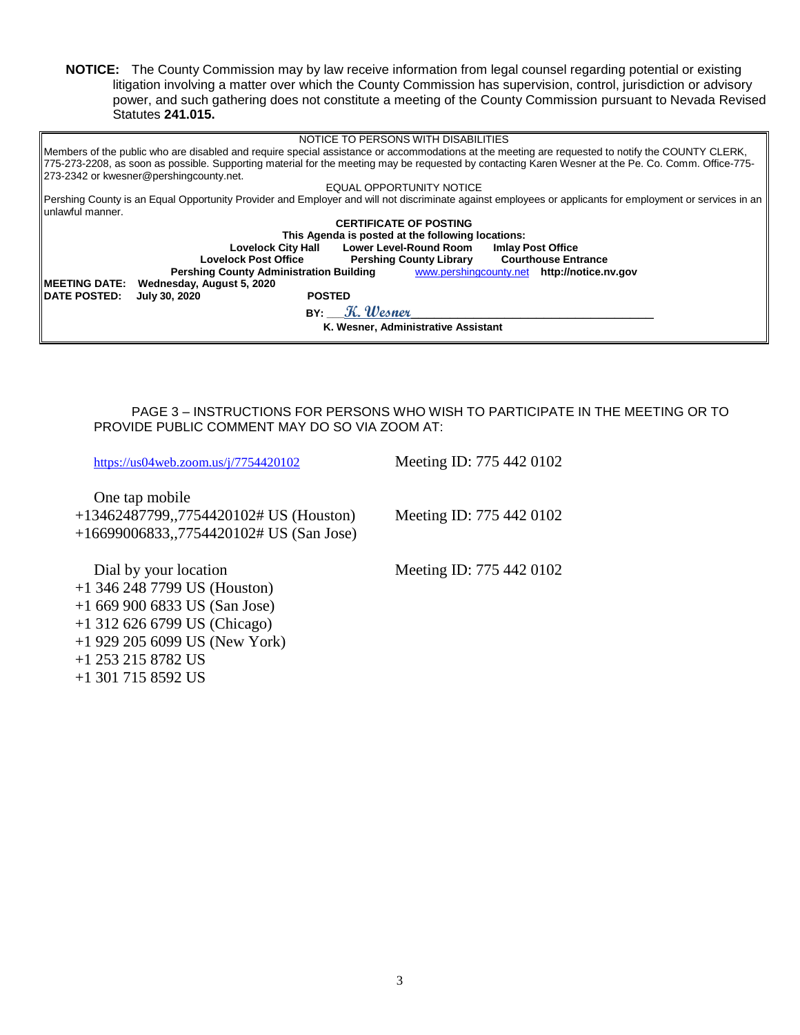**NOTICE:** The County Commission may by law receive information from legal counsel regarding potential or existing litigation involving a matter over which the County Commission has supervision, control, jurisdiction or advisory power, and such gathering does not constitute a meeting of the County Commission pursuant to Nevada Revised Statutes **241.015.**

NOTICE TO PERSONS WITH DISABILITIES

Members of the public who are disabled and require special assistance or accommodations at the meeting are requested to notify the COUNTY CLERK, 775-273-2208, as soon as possible. Supporting material for the meeting may be requested by contacting Karen Wesner at the Pe. Co. Comm. Office-775-273-2342 or kwesner@pershingcounty.net.

EQUAL OPPORTUNITY NOTICE

Pershing County is an Equal Opportunity Provider and Employer and will not discriminate against employees or applicants for employment or services in an unlawful manner.

**CERTIFICATE OF POSTING**

**This Agenda is posted at the following locations:**

**Lovelock City Hall** **Lower Level-Round Room** **Imlay Post Office**
**Lovelock Post Office** **Pershing County Library** **Courthouse Entrance**
**Pershing County Administration Building** www.pershingcounty.net **http://notice.nv.gov**

**MEETING DATE: Wednesday, August 5, 2020**
**DATE POSTED: July 30, 2020** **POSTED**

**BY:** *K. Wesner*
**K. Wesner, Administrative Assistant**

PAGE 3 – INSTRUCTIONS FOR PERSONS WHO WISH TO PARTICIPATE IN THE MEETING OR TO PROVIDE PUBLIC COMMENT MAY DO SO VIA ZOOM AT:

https://us04web.zoom.us/j/7754420102 Meeting ID: 775 442 0102

One tap mobile
+13462487799,,7754420102# US (Houston) Meeting ID: 775 442 0102
+16699006833,,7754420102# US (San Jose)

Dial by your location Meeting ID: 775 442 0102
+1 346 248 7799 US (Houston)
+1 669 900 6833 US (San Jose)
+1 312 626 6799 US (Chicago)
+1 929 205 6099 US (New York)
+1 253 215 8782 US
+1 301 715 8592 US